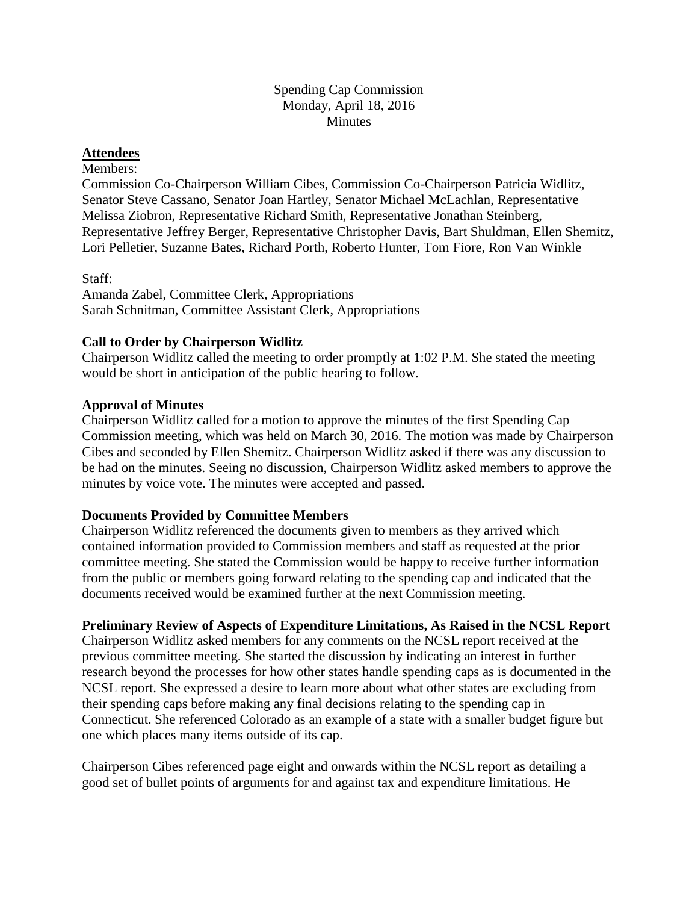Spending Cap Commission
Monday, April 18, 2016
Minutes

**Attendees**

Members:

Commission Co-Chairperson William Cibes, Commission Co-Chairperson Patricia Widlitz, Senator Steve Cassano, Senator Joan Hartley, Senator Michael McLachlan, Representative Melissa Ziobron, Representative Richard Smith, Representative Jonathan Steinberg, Representative Jeffrey Berger, Representative Christopher Davis, Bart Shuldman, Ellen Shemitz, Lori Pelletier, Suzanne Bates, Richard Porth, Roberto Hunter, Tom Fiore, Ron Van Winkle

Staff:

Amanda Zabel, Committee Clerk, Appropriations
Sarah Schnitman, Committee Assistant Clerk, Appropriations

**Call to Order by Chairperson Widlitz**

Chairperson Widlitz called the meeting to order promptly at 1:02 P.M. She stated the meeting would be short in anticipation of the public hearing to follow.

**Approval of Minutes**

Chairperson Widlitz called for a motion to approve the minutes of the first Spending Cap Commission meeting, which was held on March 30, 2016. The motion was made by Chairperson Cibes and seconded by Ellen Shemitz. Chairperson Widlitz asked if there was any discussion to be had on the minutes. Seeing no discussion, Chairperson Widlitz asked members to approve the minutes by voice vote. The minutes were accepted and passed.

**Documents Provided by Committee Members**

Chairperson Widlitz referenced the documents given to members as they arrived which contained information provided to Commission members and staff as requested at the prior committee meeting. She stated the Commission would be happy to receive further information from the public or members going forward relating to the spending cap and indicated that the documents received would be examined further at the next Commission meeting.

**Preliminary Review of Aspects of Expenditure Limitations, As Raised in the NCSL Report**

Chairperson Widlitz asked members for any comments on the NCSL report received at the previous committee meeting. She started the discussion by indicating an interest in further research beyond the processes for how other states handle spending caps as is documented in the NCSL report. She expressed a desire to learn more about what other states are excluding from their spending caps before making any final decisions relating to the spending cap in Connecticut. She referenced Colorado as an example of a state with a smaller budget figure but one which places many items outside of its cap.

Chairperson Cibes referenced page eight and onwards within the NCSL report as detailing a good set of bullet points of arguments for and against tax and expenditure limitations. He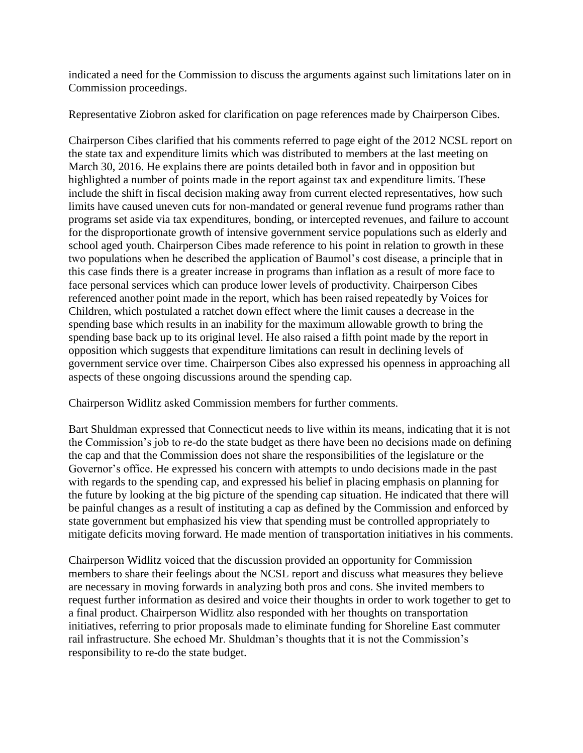indicated a need for the Commission to discuss the arguments against such limitations later on in Commission proceedings.

Representative Ziobron asked for clarification on page references made by Chairperson Cibes.

Chairperson Cibes clarified that his comments referred to page eight of the 2012 NCSL report on the state tax and expenditure limits which was distributed to members at the last meeting on March 30, 2016. He explains there are points detailed both in favor and in opposition but highlighted a number of points made in the report against tax and expenditure limits. These include the shift in fiscal decision making away from current elected representatives, how such limits have caused uneven cuts for non-mandated or general revenue fund programs rather than programs set aside via tax expenditures, bonding, or intercepted revenues, and failure to account for the disproportionate growth of intensive government service populations such as elderly and school aged youth. Chairperson Cibes made reference to his point in relation to growth in these two populations when he described the application of Baumol's cost disease, a principle that in this case finds there is a greater increase in programs than inflation as a result of more face to face personal services which can produce lower levels of productivity. Chairperson Cibes referenced another point made in the report, which has been raised repeatedly by Voices for Children, which postulated a ratchet down effect where the limit causes a decrease in the spending base which results in an inability for the maximum allowable growth to bring the spending base back up to its original level. He also raised a fifth point made by the report in opposition which suggests that expenditure limitations can result in declining levels of government service over time. Chairperson Cibes also expressed his openness in approaching all aspects of these ongoing discussions around the spending cap.

Chairperson Widlitz asked Commission members for further comments.

Bart Shuldman expressed that Connecticut needs to live within its means, indicating that it is not the Commission's job to re-do the state budget as there have been no decisions made on defining the cap and that the Commission does not share the responsibilities of the legislature or the Governor's office. He expressed his concern with attempts to undo decisions made in the past with regards to the spending cap, and expressed his belief in placing emphasis on planning for the future by looking at the big picture of the spending cap situation. He indicated that there will be painful changes as a result of instituting a cap as defined by the Commission and enforced by state government but emphasized his view that spending must be controlled appropriately to mitigate deficits moving forward. He made mention of transportation initiatives in his comments.

Chairperson Widlitz voiced that the discussion provided an opportunity for Commission members to share their feelings about the NCSL report and discuss what measures they believe are necessary in moving forwards in analyzing both pros and cons. She invited members to request further information as desired and voice their thoughts in order to work together to get to a final product. Chairperson Widlitz also responded with her thoughts on transportation initiatives, referring to prior proposals made to eliminate funding for Shoreline East commuter rail infrastructure. She echoed Mr. Shuldman's thoughts that it is not the Commission's responsibility to re-do the state budget.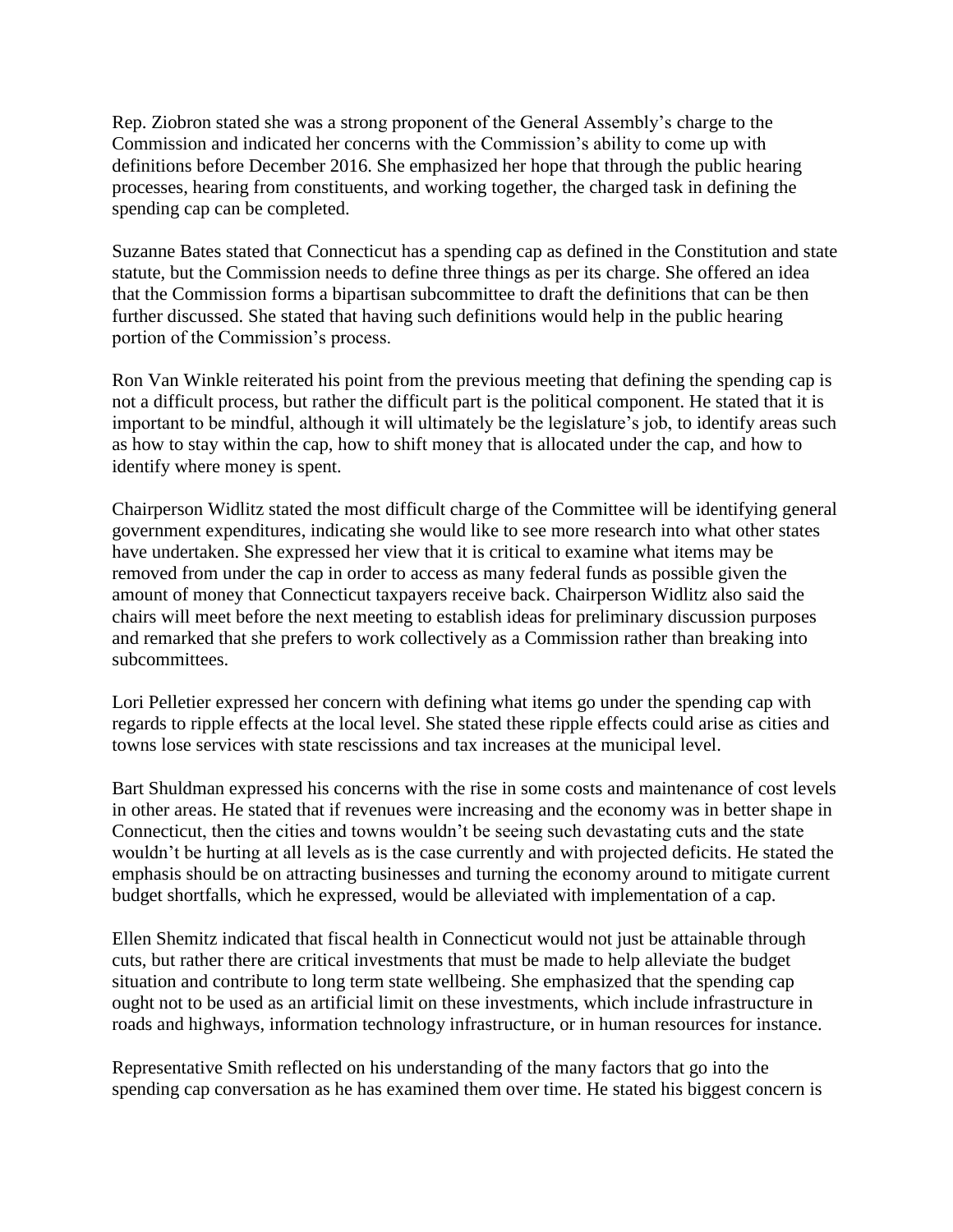Rep. Ziobron stated she was a strong proponent of the General Assembly's charge to the Commission and indicated her concerns with the Commission's ability to come up with definitions before December 2016. She emphasized her hope that through the public hearing processes, hearing from constituents, and working together, the charged task in defining the spending cap can be completed.

Suzanne Bates stated that Connecticut has a spending cap as defined in the Constitution and state statute, but the Commission needs to define three things as per its charge. She offered an idea that the Commission forms a bipartisan subcommittee to draft the definitions that can be then further discussed. She stated that having such definitions would help in the public hearing portion of the Commission's process.

Ron Van Winkle reiterated his point from the previous meeting that defining the spending cap is not a difficult process, but rather the difficult part is the political component. He stated that it is important to be mindful, although it will ultimately be the legislature's job, to identify areas such as how to stay within the cap, how to shift money that is allocated under the cap, and how to identify where money is spent.

Chairperson Widlitz stated the most difficult charge of the Committee will be identifying general government expenditures, indicating she would like to see more research into what other states have undertaken. She expressed her view that it is critical to examine what items may be removed from under the cap in order to access as many federal funds as possible given the amount of money that Connecticut taxpayers receive back. Chairperson Widlitz also said the chairs will meet before the next meeting to establish ideas for preliminary discussion purposes and remarked that she prefers to work collectively as a Commission rather than breaking into subcommittees.

Lori Pelletier expressed her concern with defining what items go under the spending cap with regards to ripple effects at the local level. She stated these ripple effects could arise as cities and towns lose services with state rescissions and tax increases at the municipal level.

Bart Shuldman expressed his concerns with the rise in some costs and maintenance of cost levels in other areas. He stated that if revenues were increasing and the economy was in better shape in Connecticut, then the cities and towns wouldn't be seeing such devastating cuts and the state wouldn't be hurting at all levels as is the case currently and with projected deficits. He stated the emphasis should be on attracting businesses and turning the economy around to mitigate current budget shortfalls, which he expressed, would be alleviated with implementation of a cap.

Ellen Shemitz indicated that fiscal health in Connecticut would not just be attainable through cuts, but rather there are critical investments that must be made to help alleviate the budget situation and contribute to long term state wellbeing. She emphasized that the spending cap ought not to be used as an artificial limit on these investments, which include infrastructure in roads and highways, information technology infrastructure, or in human resources for instance.

Representative Smith reflected on his understanding of the many factors that go into the spending cap conversation as he has examined them over time. He stated his biggest concern is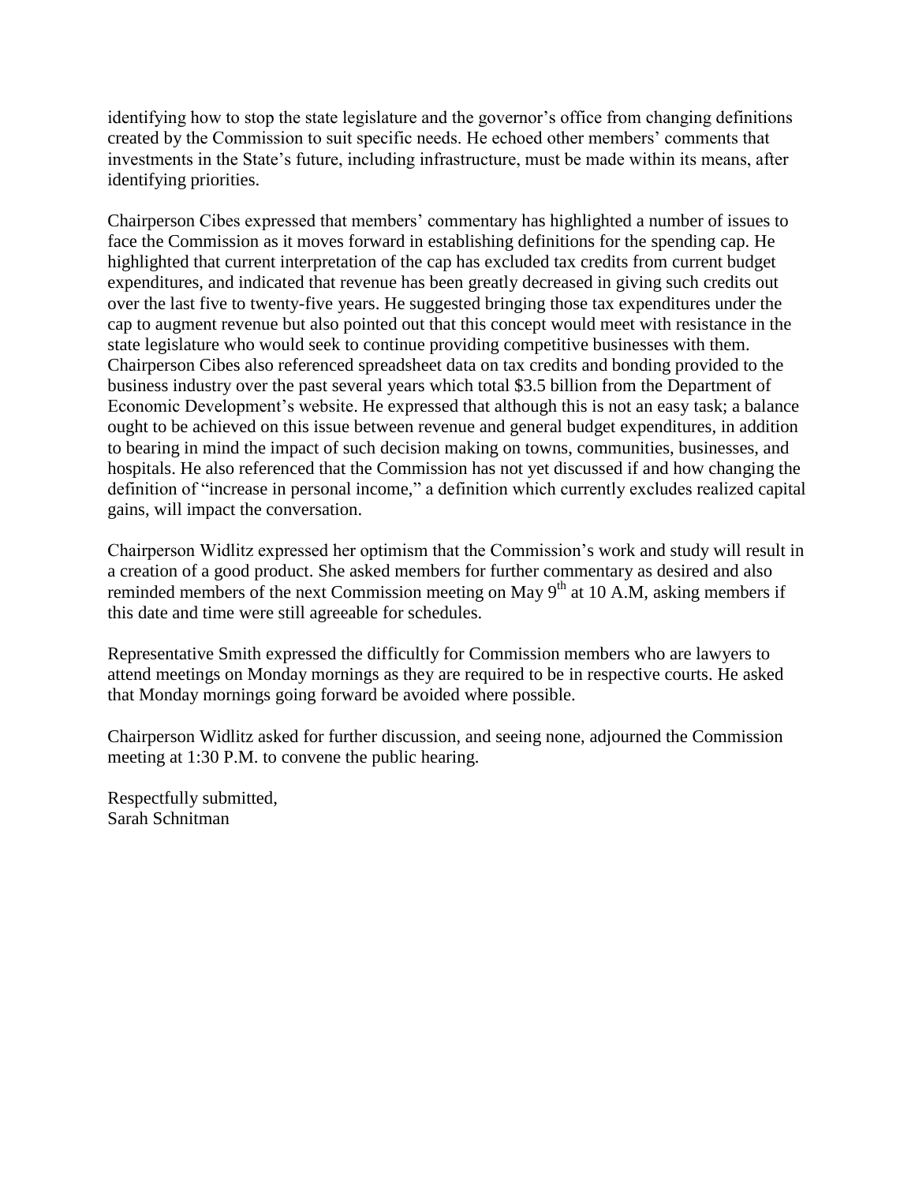identifying how to stop the state legislature and the governor's office from changing definitions created by the Commission to suit specific needs. He echoed other members' comments that investments in the State's future, including infrastructure, must be made within its means, after identifying priorities.

Chairperson Cibes expressed that members' commentary has highlighted a number of issues to face the Commission as it moves forward in establishing definitions for the spending cap. He highlighted that current interpretation of the cap has excluded tax credits from current budget expenditures, and indicated that revenue has been greatly decreased in giving such credits out over the last five to twenty-five years. He suggested bringing those tax expenditures under the cap to augment revenue but also pointed out that this concept would meet with resistance in the state legislature who would seek to continue providing competitive businesses with them. Chairperson Cibes also referenced spreadsheet data on tax credits and bonding provided to the business industry over the past several years which total \$3.5 billion from the Department of Economic Development's website. He expressed that although this is not an easy task; a balance ought to be achieved on this issue between revenue and general budget expenditures, in addition to bearing in mind the impact of such decision making on towns, communities, businesses, and hospitals. He also referenced that the Commission has not yet discussed if and how changing the definition of "increase in personal income," a definition which currently excludes realized capital gains, will impact the conversation.

Chairperson Widlitz expressed her optimism that the Commission's work and study will result in a creation of a good product. She asked members for further commentary as desired and also reminded members of the next Commission meeting on May 9th at 10 A.M, asking members if this date and time were still agreeable for schedules.

Representative Smith expressed the difficultly for Commission members who are lawyers to attend meetings on Monday mornings as they are required to be in respective courts. He asked that Monday mornings going forward be avoided where possible.

Chairperson Widlitz asked for further discussion, and seeing none, adjourned the Commission meeting at 1:30 P.M. to convene the public hearing.

Respectfully submitted,
Sarah Schnitman